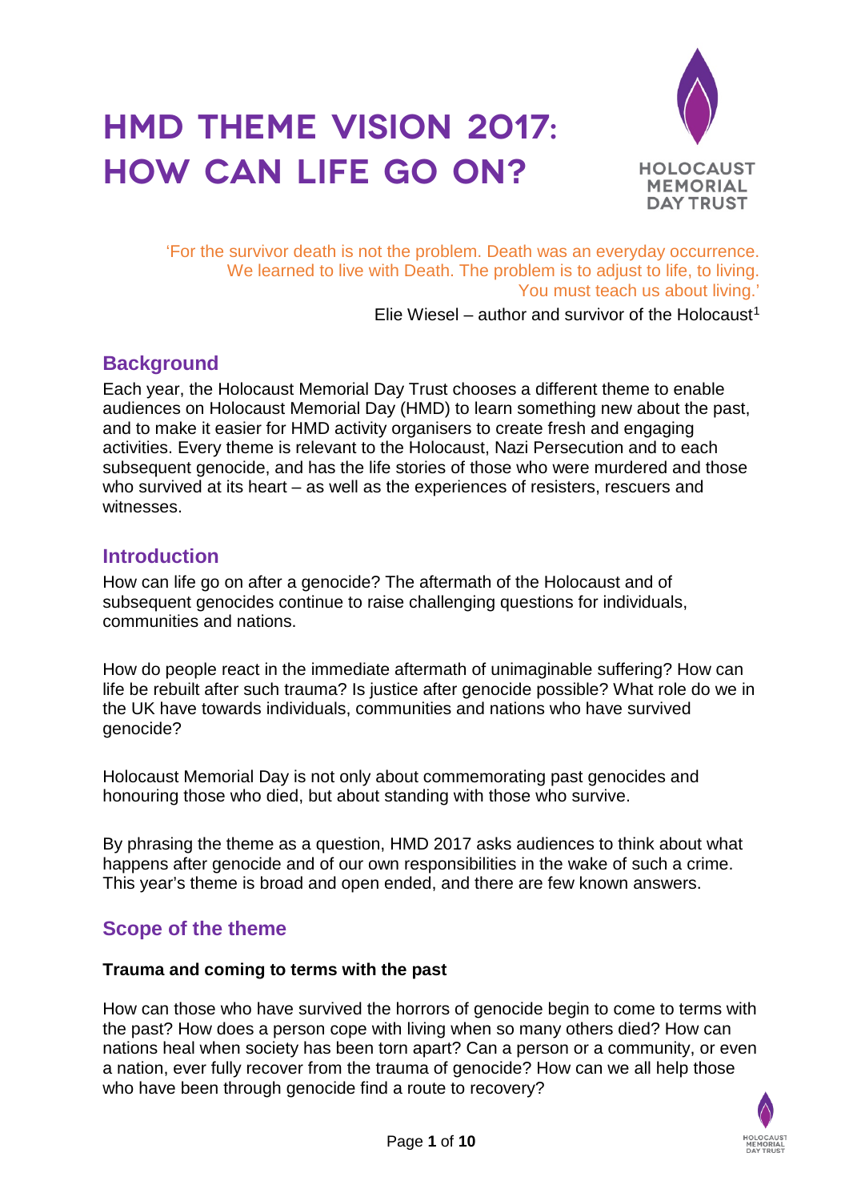# HMD THEME VISION 2017: HOW CAN LIFE GO ON?

'For the survivor death is not the problem. Death was an everyday occurrence. We learned to live with Death. The problem is to adjust to life, to living. You must teach us about living.'

Elie Wiesel – author and survivor of the Holocaust[1]

## Background

Each year, the Holocaust Memorial Day Trust chooses a different theme to enable audiences on Holocaust Memorial Day (HMD) to learn something new about the past, and to make it easier for HMD activity organisers to create fresh and engaging activities. Every theme is relevant to the Holocaust, Nazi Persecution and to each subsequent genocide, and has the life stories of those who were murdered and those who survived at its heart – as well as the experiences of resisters, rescuers and witnesses.

## Introduction

How can life go on after a genocide? The aftermath of the Holocaust and of subsequent genocides continue to raise challenging questions for individuals, communities and nations.

How do people react in the immediate aftermath of unimaginable suffering? How can life be rebuilt after such trauma? Is justice after genocide possible? What role do we in the UK have towards individuals, communities and nations who have survived genocide?

Holocaust Memorial Day is not only about commemorating past genocides and honouring those who died, but about standing with those who survive.

By phrasing the theme as a question, HMD 2017 asks audiences to think about what happens after genocide and of our own responsibilities in the wake of such a crime. This year's theme is broad and open ended, and there are few known answers.

## Scope of the theme

### Trauma and coming to terms with the past

How can those who have survived the horrors of genocide begin to come to terms with the past? How does a person cope with living when so many others died? How can nations heal when society has been torn apart? Can a person or a community, or even a nation, ever fully recover from the trauma of genocide? How can we all help those who have been through genocide find a route to recovery?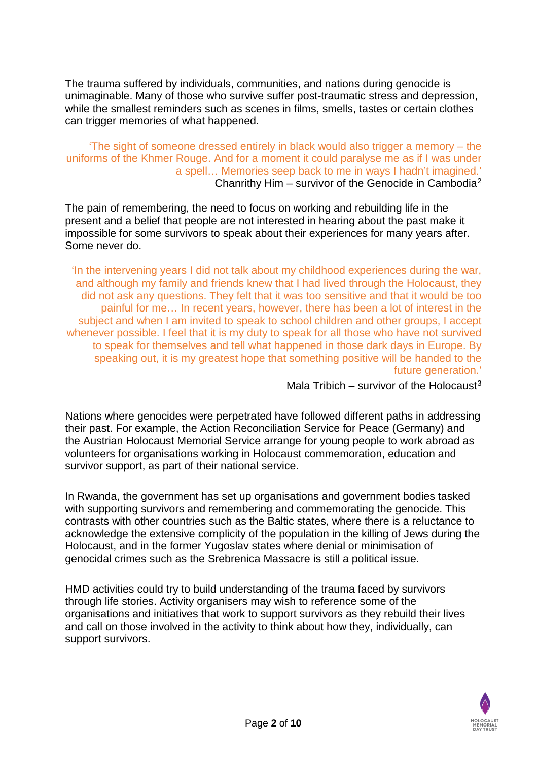The trauma suffered by individuals, communities, and nations during genocide is unimaginable. Many of those who survive suffer post-traumatic stress and depression, while the smallest reminders such as scenes in films, smells, tastes or certain clothes can trigger memories of what happened.

> 'The sight of someone dressed entirely in black would also trigger a memory – the uniforms of the Khmer Rouge. And for a moment it could paralyse me as if I was under a spell… Memories seep back to me in ways I hadn't imagined.'
>
> Chanrithy Him – survivor of the Genocide in Cambodia[2]

The pain of remembering, the need to focus on working and rebuilding life in the present and a belief that people are not interested in hearing about the past make it impossible for some survivors to speak about their experiences for many years after. Some never do.

> 'In the intervening years I did not talk about my childhood experiences during the war, and although my family and friends knew that I had lived through the Holocaust, they did not ask any questions. They felt that it was too sensitive and that it would be too painful for me… In recent years, however, there has been a lot of interest in the subject and when I am invited to speak to school children and other groups, I accept whenever possible. I feel that it is my duty to speak for all those who have not survived to speak for themselves and tell what happened in those dark days in Europe. By speaking out, it is my greatest hope that something positive will be handed to the future generation.'
>
> Mala Tribich – survivor of the Holocaust[3]

Nations where genocides were perpetrated have followed different paths in addressing their past. For example, the Action Reconciliation Service for Peace (Germany) and the Austrian Holocaust Memorial Service arrange for young people to work abroad as volunteers for organisations working in Holocaust commemoration, education and survivor support, as part of their national service.

In Rwanda, the government has set up organisations and government bodies tasked with supporting survivors and remembering and commemorating the genocide. This contrasts with other countries such as the Baltic states, where there is a reluctance to acknowledge the extensive complicity of the population in the killing of Jews during the Holocaust, and in the former Yugoslav states where denial or minimisation of genocidal crimes such as the Srebrenica Massacre is still a political issue.

HMD activities could try to build understanding of the trauma faced by survivors through life stories. Activity organisers may wish to reference some of the organisations and initiatives that work to support survivors as they rebuild their lives and call on those involved in the activity to think about how they, individually, can support survivors.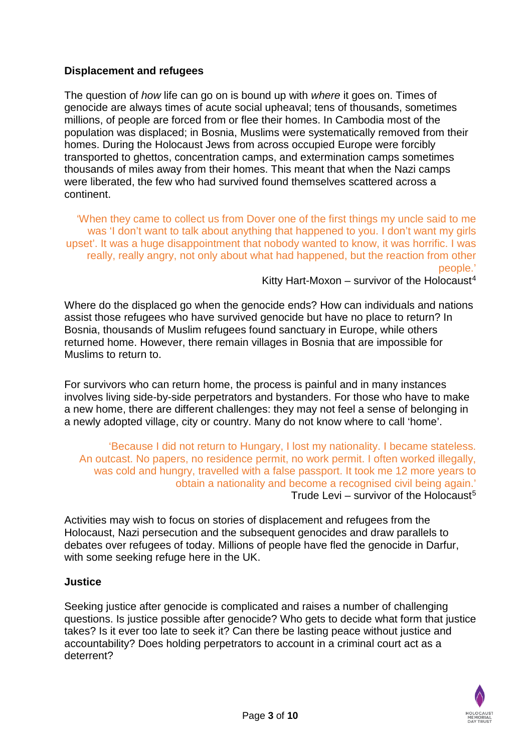**Displacement and refugees**

The question of *how* life can go on is bound up with *where* it goes on. Times of genocide are always times of acute social upheaval; tens of thousands, sometimes millions, of people are forced from or flee their homes. In Cambodia most of the population was displaced; in Bosnia, Muslims were systematically removed from their homes. During the Holocaust Jews from across occupied Europe were forcibly transported to ghettos, concentration camps, and extermination camps sometimes thousands of miles away from their homes. This meant that when the Nazi camps were liberated, the few who had survived found themselves scattered across a continent.

> 'When they came to collect us from Dover one of the first things my uncle said to me was 'I don't want to talk about anything that happened to you. I don't want my girls upset'. It was a huge disappointment that nobody wanted to know, it was horrific. I was really, really angry, not only about what had happened, but the reaction from other people.'
>
> Kitty Hart-Moxon – survivor of the Holocaust[4]

Where do the displaced go when the genocide ends? How can individuals and nations assist those refugees who have survived genocide but have no place to return? In Bosnia, thousands of Muslim refugees found sanctuary in Europe, while others returned home. However, there remain villages in Bosnia that are impossible for Muslims to return to.

For survivors who can return home, the process is painful and in many instances involves living side-by-side perpetrators and bystanders. For those who have to make a new home, there are different challenges: they may not feel a sense of belonging in a newly adopted village, city or country. Many do not know where to call 'home'.

> 'Because I did not return to Hungary, I lost my nationality. I became stateless. An outcast. No papers, no residence permit, no work permit. I often worked illegally, was cold and hungry, travelled with a false passport. It took me 12 more years to obtain a nationality and become a recognised civil being again.'
>
> Trude Levi – survivor of the Holocaust[5]

Activities may wish to focus on stories of displacement and refugees from the Holocaust, Nazi persecution and the subsequent genocides and draw parallels to debates over refugees of today. Millions of people have fled the genocide in Darfur, with some seeking refuge here in the UK.

**Justice**

Seeking justice after genocide is complicated and raises a number of challenging questions. Is justice possible after genocide? Who gets to decide what form that justice takes? Is it ever too late to seek it? Can there be lasting peace without justice and accountability? Does holding perpetrators to account in a criminal court act as a deterrent?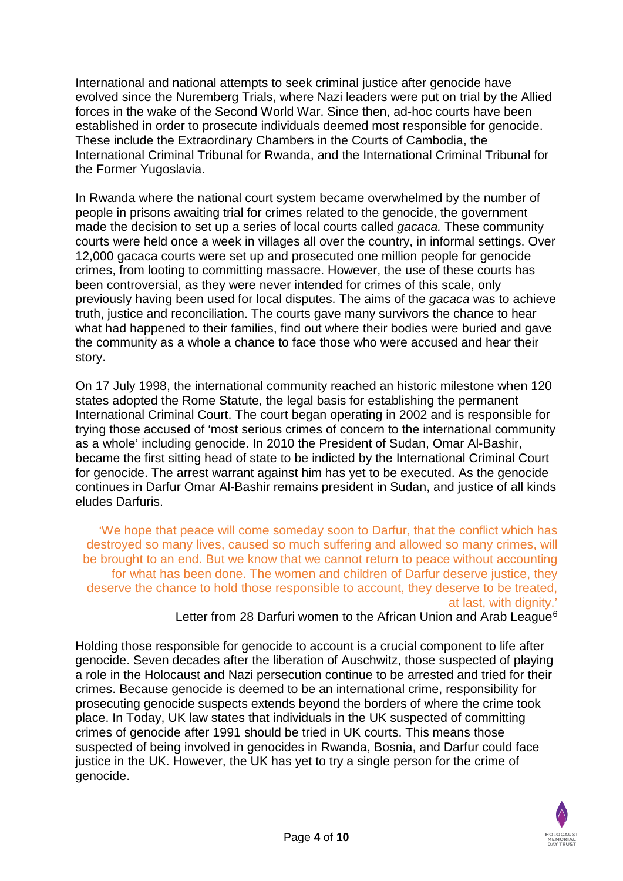International and national attempts to seek criminal justice after genocide have evolved since the Nuremberg Trials, where Nazi leaders were put on trial by the Allied forces in the wake of the Second World War. Since then, ad-hoc courts have been established in order to prosecute individuals deemed most responsible for genocide. These include the Extraordinary Chambers in the Courts of Cambodia, the International Criminal Tribunal for Rwanda, and the International Criminal Tribunal for the Former Yugoslavia.

In Rwanda where the national court system became overwhelmed by the number of people in prisons awaiting trial for crimes related to the genocide, the government made the decision to set up a series of local courts called *gacaca.* These community courts were held once a week in villages all over the country, in informal settings. Over 12,000 gacaca courts were set up and prosecuted one million people for genocide crimes, from looting to committing massacre. However, the use of these courts has been controversial, as they were never intended for crimes of this scale, only previously having been used for local disputes. The aims of the *gacaca* was to achieve truth, justice and reconciliation. The courts gave many survivors the chance to hear what had happened to their families, find out where their bodies were buried and gave the community as a whole a chance to face those who were accused and hear their story.

On 17 July 1998, the international community reached an historic milestone when 120 states adopted the Rome Statute, the legal basis for establishing the permanent International Criminal Court. The court began operating in 2002 and is responsible for trying those accused of 'most serious crimes of concern to the international community as a whole' including genocide. In 2010 the President of Sudan, Omar Al-Bashir, became the first sitting head of state to be indicted by the International Criminal Court for genocide. The arrest warrant against him has yet to be executed. As the genocide continues in Darfur Omar Al-Bashir remains president in Sudan, and justice of all kinds eludes Darfuris.

> 'We hope that peace will come someday soon to Darfur, that the conflict which has destroyed so many lives, caused so much suffering and allowed so many crimes, will be brought to an end. But we know that we cannot return to peace without accounting for what has been done. The women and children of Darfur deserve justice, they deserve the chance to hold those responsible to account, they deserve to be treated, at last, with dignity.'
>
> Letter from 28 Darfuri women to the African Union and Arab League[6]

Holding those responsible for genocide to account is a crucial component to life after genocide. Seven decades after the liberation of Auschwitz, those suspected of playing a role in the Holocaust and Nazi persecution continue to be arrested and tried for their crimes. Because genocide is deemed to be an international crime, responsibility for prosecuting genocide suspects extends beyond the borders of where the crime took place. In Today, UK law states that individuals in the UK suspected of committing crimes of genocide after 1991 should be tried in UK courts. This means those suspected of being involved in genocides in Rwanda, Bosnia, and Darfur could face justice in the UK. However, the UK has yet to try a single person for the crime of genocide.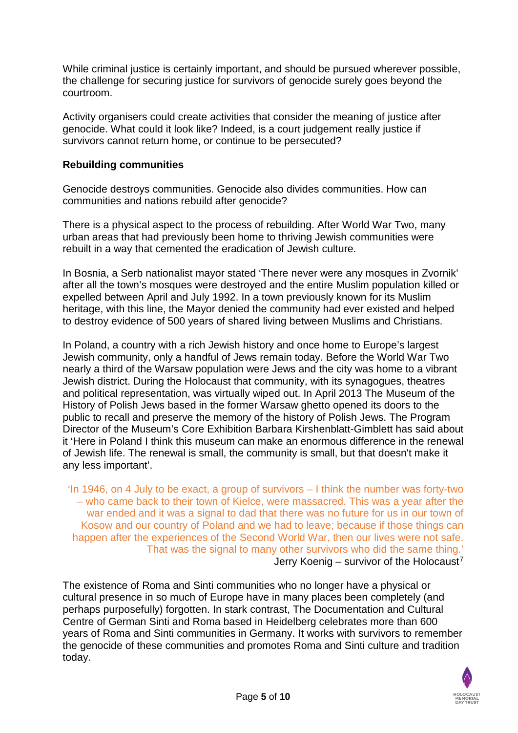While criminal justice is certainly important, and should be pursued wherever possible, the challenge for securing justice for survivors of genocide surely goes beyond the courtroom.

Activity organisers could create activities that consider the meaning of justice after genocide. What could it look like? Indeed, is a court judgement really justice if survivors cannot return home, or continue to be persecuted?

### Rebuilding communities

Genocide destroys communities. Genocide also divides communities. How can communities and nations rebuild after genocide?

There is a physical aspect to the process of rebuilding. After World War Two, many urban areas that had previously been home to thriving Jewish communities were rebuilt in a way that cemented the eradication of Jewish culture.

In Bosnia, a Serb nationalist mayor stated 'There never were any mosques in Zvornik' after all the town's mosques were destroyed and the entire Muslim population killed or expelled between April and July 1992. In a town previously known for its Muslim heritage, with this line, the Mayor denied the community had ever existed and helped to destroy evidence of 500 years of shared living between Muslims and Christians.

In Poland, a country with a rich Jewish history and once home to Europe's largest Jewish community, only a handful of Jews remain today. Before the World War Two nearly a third of the Warsaw population were Jews and the city was home to a vibrant Jewish district. During the Holocaust that community, with its synagogues, theatres and political representation, was virtually wiped out. In April 2013 The Museum of the History of Polish Jews based in the former Warsaw ghetto opened its doors to the public to recall and preserve the memory of the history of Polish Jews. The Program Director of the Museum's Core Exhibition Barbara Kirshenblatt-Gimblett has said about it 'Here in Poland I think this museum can make an enormous difference in the renewal of Jewish life. The renewal is small, the community is small, but that doesn't make it any less important'.

> 'In 1946, on 4 July to be exact, a group of survivors – I think the number was forty-two – who came back to their town of Kielce, were massacred. This was a year after the war ended and it was a signal to dad that there was no future for us in our town of Kosow and our country of Poland and we had to leave; because if those things can happen after the experiences of the Second World War, then our lives were not safe. That was the signal to many other survivors who did the same thing.'
>
> Jerry Koenig – survivor of the Holocaust[7]

The existence of Roma and Sinti communities who no longer have a physical or cultural presence in so much of Europe have in many places been completely (and perhaps purposefully) forgotten. In stark contrast, The Documentation and Cultural Centre of German Sinti and Roma based in Heidelberg celebrates more than 600 years of Roma and Sinti communities in Germany. It works with survivors to remember the genocide of these communities and promotes Roma and Sinti culture and tradition today.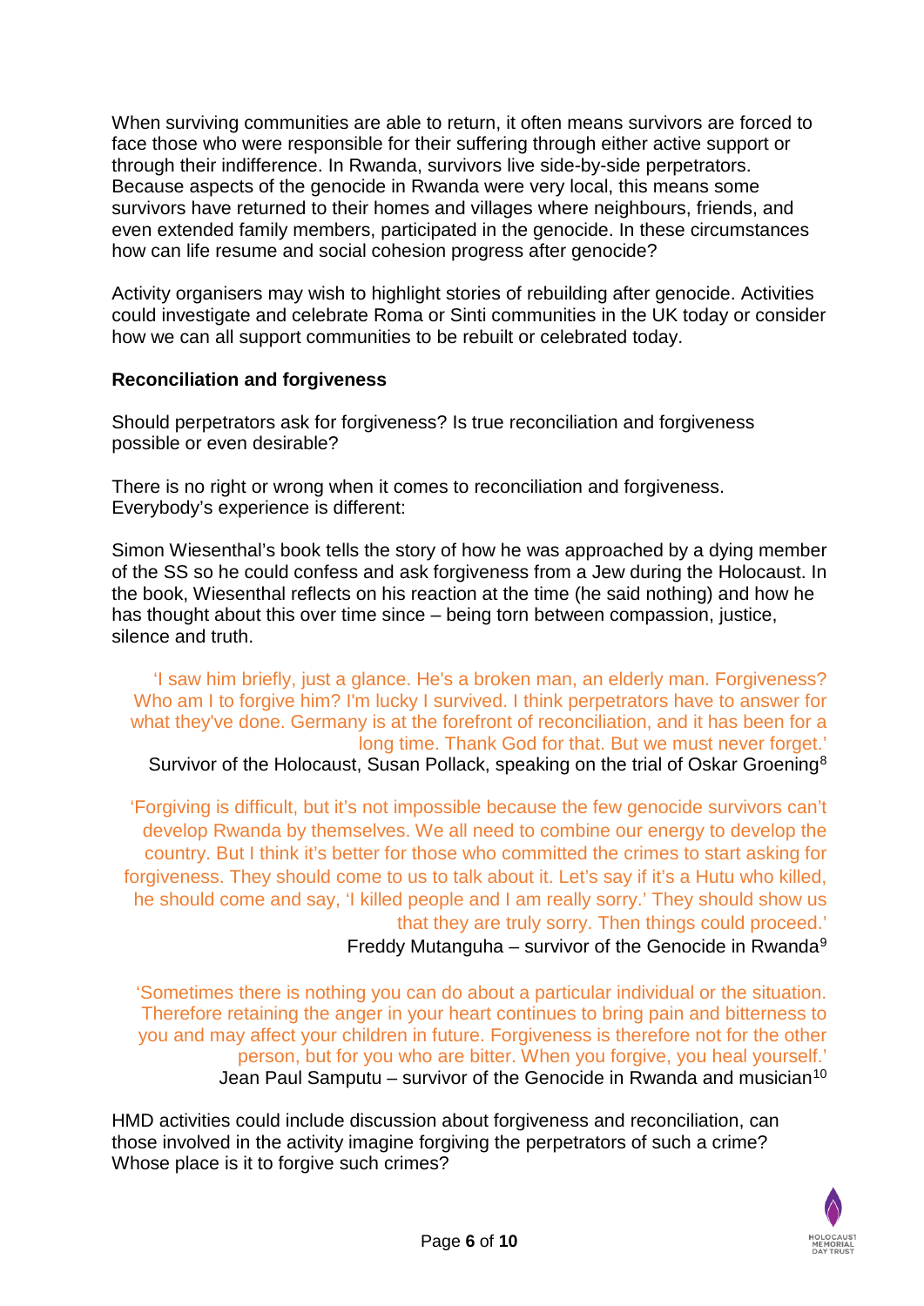When surviving communities are able to return, it often means survivors are forced to face those who were responsible for their suffering through either active support or through their indifference. In Rwanda, survivors live side-by-side perpetrators. Because aspects of the genocide in Rwanda were very local, this means some survivors have returned to their homes and villages where neighbours, friends, and even extended family members, participated in the genocide. In these circumstances how can life resume and social cohesion progress after genocide?

Activity organisers may wish to highlight stories of rebuilding after genocide. Activities could investigate and celebrate Roma or Sinti communities in the UK today or consider how we can all support communities to be rebuilt or celebrated today.

**Reconciliation and forgiveness**

Should perpetrators ask for forgiveness? Is true reconciliation and forgiveness possible or even desirable?

There is no right or wrong when it comes to reconciliation and forgiveness. Everybody's experience is different:

Simon Wiesenthal's book tells the story of how he was approached by a dying member of the SS so he could confess and ask forgiveness from a Jew during the Holocaust. In the book, Wiesenthal reflects on his reaction at the time (he said nothing) and how he has thought about this over time since – being torn between compassion, justice, silence and truth.

> 'I saw him briefly, just a glance. He's a broken man, an elderly man. Forgiveness? Who am I to forgive him? I'm lucky I survived. I think perpetrators have to answer for what they've done. Germany is at the forefront of reconciliation, and it has been for a long time. Thank God for that. But we must never forget.'
>
> Survivor of the Holocaust, Susan Pollack, speaking on the trial of Oskar Groening[8]

> 'Forgiving is difficult, but it's not impossible because the few genocide survivors can't develop Rwanda by themselves. We all need to combine our energy to develop the country. But I think it's better for those who committed the crimes to start asking for forgiveness. They should come to us to talk about it. Let's say if it's a Hutu who killed, he should come and say, 'I killed people and I am really sorry.' They should show us that they are truly sorry. Then things could proceed.'
>
> Freddy Mutanguha – survivor of the Genocide in Rwanda[9]

> 'Sometimes there is nothing you can do about a particular individual or the situation. Therefore retaining the anger in your heart continues to bring pain and bitterness to you and may affect your children in future. Forgiveness is therefore not for the other person, but for you who are bitter. When you forgive, you heal yourself.'
>
> Jean Paul Samputu – survivor of the Genocide in Rwanda and musician[10]

HMD activities could include discussion about forgiveness and reconciliation, can those involved in the activity imagine forgiving the perpetrators of such a crime? Whose place is it to forgive such crimes?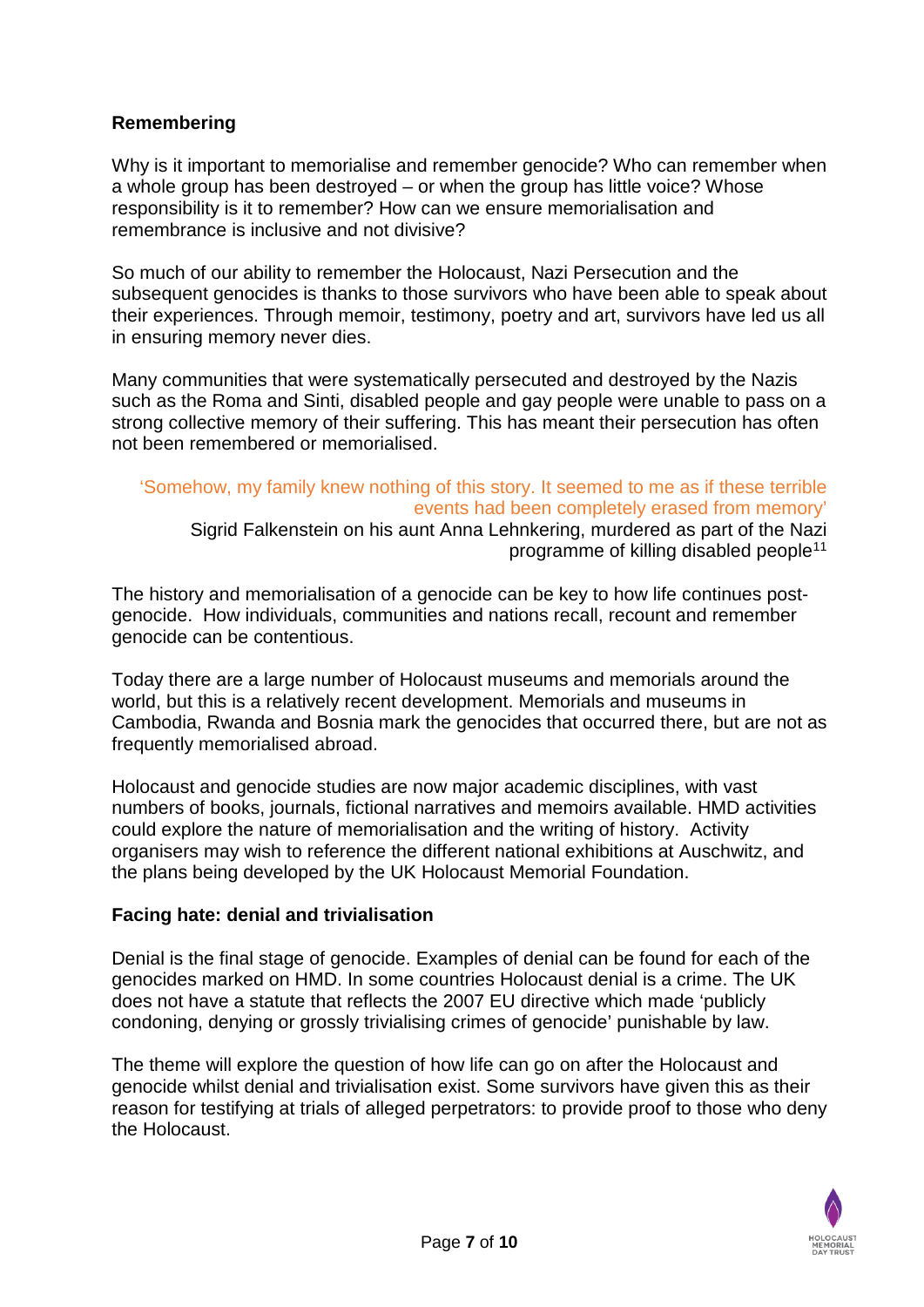## Remembering

Why is it important to memorialise and remember genocide? Who can remember when a whole group has been destroyed – or when the group has little voice? Whose responsibility is it to remember? How can we ensure memorialisation and remembrance is inclusive and not divisive?

So much of our ability to remember the Holocaust, Nazi Persecution and the subsequent genocides is thanks to those survivors who have been able to speak about their experiences. Through memoir, testimony, poetry and art, survivors have led us all in ensuring memory never dies.

Many communities that were systematically persecuted and destroyed by the Nazis such as the Roma and Sinti, disabled people and gay people were unable to pass on a strong collective memory of their suffering. This has meant their persecution has often not been remembered or memorialised.

> 'Somehow, my family knew nothing of this story. It seemed to me as if these terrible events had been completely erased from memory'
>
> Sigrid Falkenstein on his aunt Anna Lehnkering, murdered as part of the Nazi programme of killing disabled people[11]

The history and memorialisation of a genocide can be key to how life continues post-genocide. How individuals, communities and nations recall, recount and remember genocide can be contentious.

Today there are a large number of Holocaust museums and memorials around the world, but this is a relatively recent development. Memorials and museums in Cambodia, Rwanda and Bosnia mark the genocides that occurred there, but are not as frequently memorialised abroad.

Holocaust and genocide studies are now major academic disciplines, with vast numbers of books, journals, fictional narratives and memoirs available. HMD activities could explore the nature of memorialisation and the writing of history. Activity organisers may wish to reference the different national exhibitions at Auschwitz, and the plans being developed by the UK Holocaust Memorial Foundation.

## Facing hate: denial and trivialisation

Denial is the final stage of genocide. Examples of denial can be found for each of the genocides marked on HMD. In some countries Holocaust denial is a crime. The UK does not have a statute that reflects the 2007 EU directive which made 'publicly condoning, denying or grossly trivialising crimes of genocide' punishable by law.

The theme will explore the question of how life can go on after the Holocaust and genocide whilst denial and trivialisation exist. Some survivors have given this as their reason for testifying at trials of alleged perpetrators: to provide proof to those who deny the Holocaust.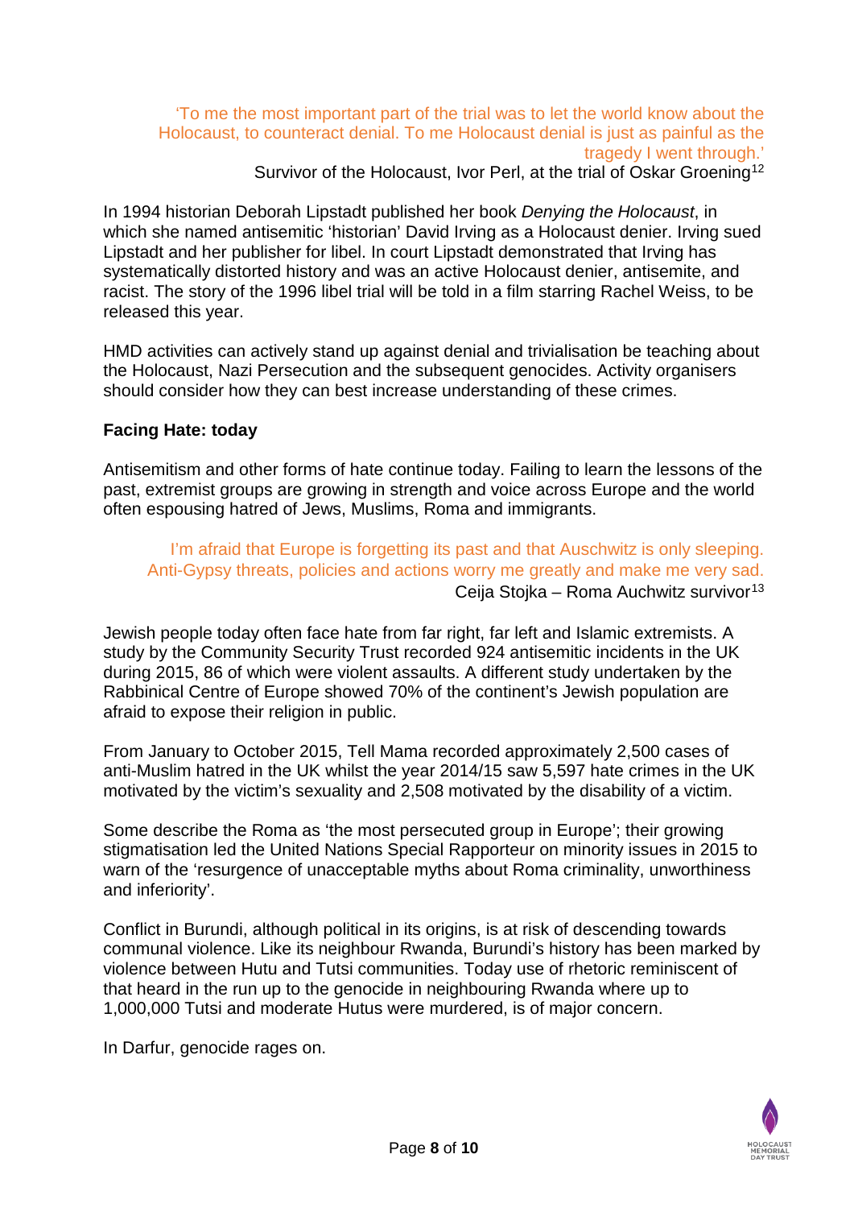> 'To me the most important part of the trial was to let the world know about the Holocaust, to counteract denial. To me Holocaust denial is just as painful as the tragedy I went through.'
>
> Survivor of the Holocaust, Ivor Perl, at the trial of Oskar Groening[12]

In 1994 historian Deborah Lipstadt published her book *Denying the Holocaust*, in which she named antisemitic 'historian' David Irving as a Holocaust denier. Irving sued Lipstadt and her publisher for libel. In court Lipstadt demonstrated that Irving has systematically distorted history and was an active Holocaust denier, antisemite, and racist. The story of the 1996 libel trial will be told in a film starring Rachel Weiss, to be released this year.

HMD activities can actively stand up against denial and trivialisation be teaching about the Holocaust, Nazi Persecution and the subsequent genocides. Activity organisers should consider how they can best increase understanding of these crimes.

**Facing Hate: today**

Antisemitism and other forms of hate continue today. Failing to learn the lessons of the past, extremist groups are growing in strength and voice across Europe and the world often espousing hatred of Jews, Muslims, Roma and immigrants.

> I'm afraid that Europe is forgetting its past and that Auschwitz is only sleeping. Anti-Gypsy threats, policies and actions worry me greatly and make me very sad.
>
> Ceija Stojka – Roma Auchwitz survivor[13]

Jewish people today often face hate from far right, far left and Islamic extremists. A study by the Community Security Trust recorded 924 antisemitic incidents in the UK during 2015, 86 of which were violent assaults. A different study undertaken by the Rabbinical Centre of Europe showed 70% of the continent's Jewish population are afraid to expose their religion in public.

From January to October 2015, Tell Mama recorded approximately 2,500 cases of anti-Muslim hatred in the UK whilst the year 2014/15 saw 5,597 hate crimes in the UK motivated by the victim's sexuality and 2,508 motivated by the disability of a victim.

Some describe the Roma as 'the most persecuted group in Europe'; their growing stigmatisation led the United Nations Special Rapporteur on minority issues in 2015 to warn of the 'resurgence of unacceptable myths about Roma criminality, unworthiness and inferiority'.

Conflict in Burundi, although political in its origins, is at risk of descending towards communal violence. Like its neighbour Rwanda, Burundi's history has been marked by violence between Hutu and Tutsi communities. Today use of rhetoric reminiscent of that heard in the run up to the genocide in neighbouring Rwanda where up to 1,000,000 Tutsi and moderate Hutus were murdered, is of major concern.

In Darfur, genocide rages on.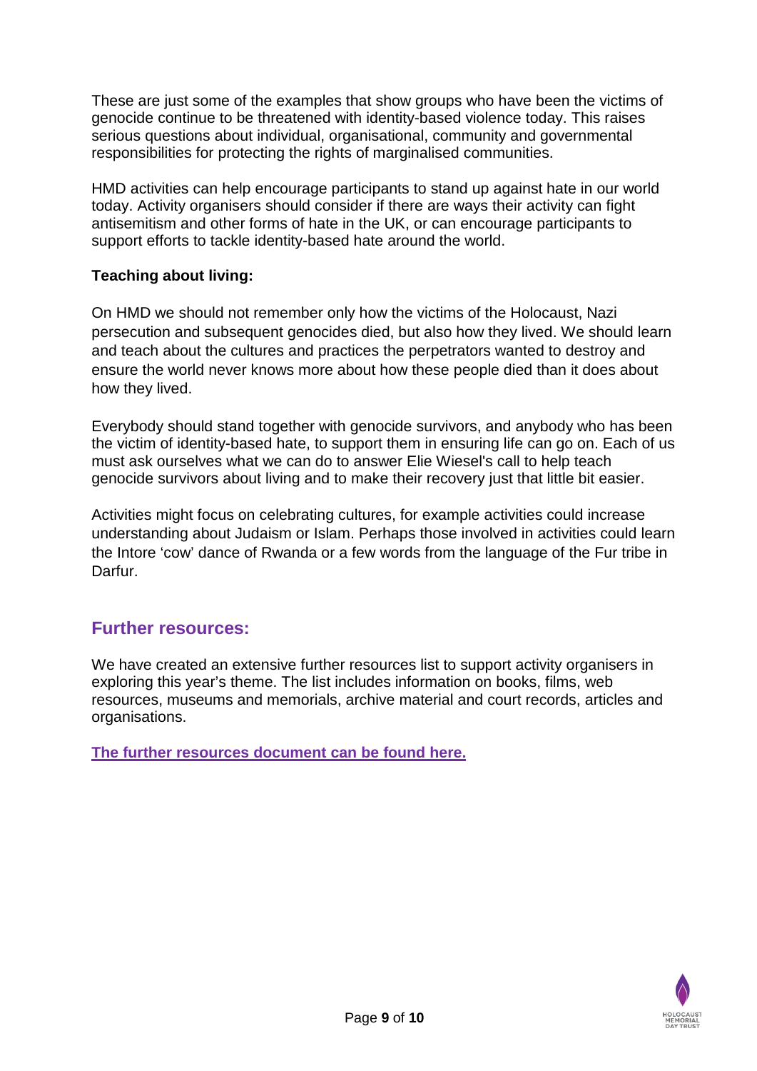These are just some of the examples that show groups who have been the victims of genocide continue to be threatened with identity-based violence today. This raises serious questions about individual, organisational, community and governmental responsibilities for protecting the rights of marginalised communities.

HMD activities can help encourage participants to stand up against hate in our world today. Activity organisers should consider if there are ways their activity can fight antisemitism and other forms of hate in the UK, or can encourage participants to support efforts to tackle identity-based hate around the world.

**Teaching about living:**

On HMD we should not remember only how the victims of the Holocaust, Nazi persecution and subsequent genocides died, but also how they lived. We should learn and teach about the cultures and practices the perpetrators wanted to destroy and ensure the world never knows more about how these people died than it does about how they lived.

Everybody should stand together with genocide survivors, and anybody who has been the victim of identity-based hate, to support them in ensuring life can go on. Each of us must ask ourselves what we can do to answer Elie Wiesel's call to help teach genocide survivors about living and to make their recovery just that little bit easier.

Activities might focus on celebrating cultures, for example activities could increase understanding about Judaism or Islam. Perhaps those involved in activities could learn the Intore 'cow' dance of Rwanda or a few words from the language of the Fur tribe in Darfur.

## Further resources:

We have created an extensive further resources list to support activity organisers in exploring this year's theme. The list includes information on books, films, web resources, museums and memorials, archive material and court records, articles and organisations.

**The further resources document can be found here.**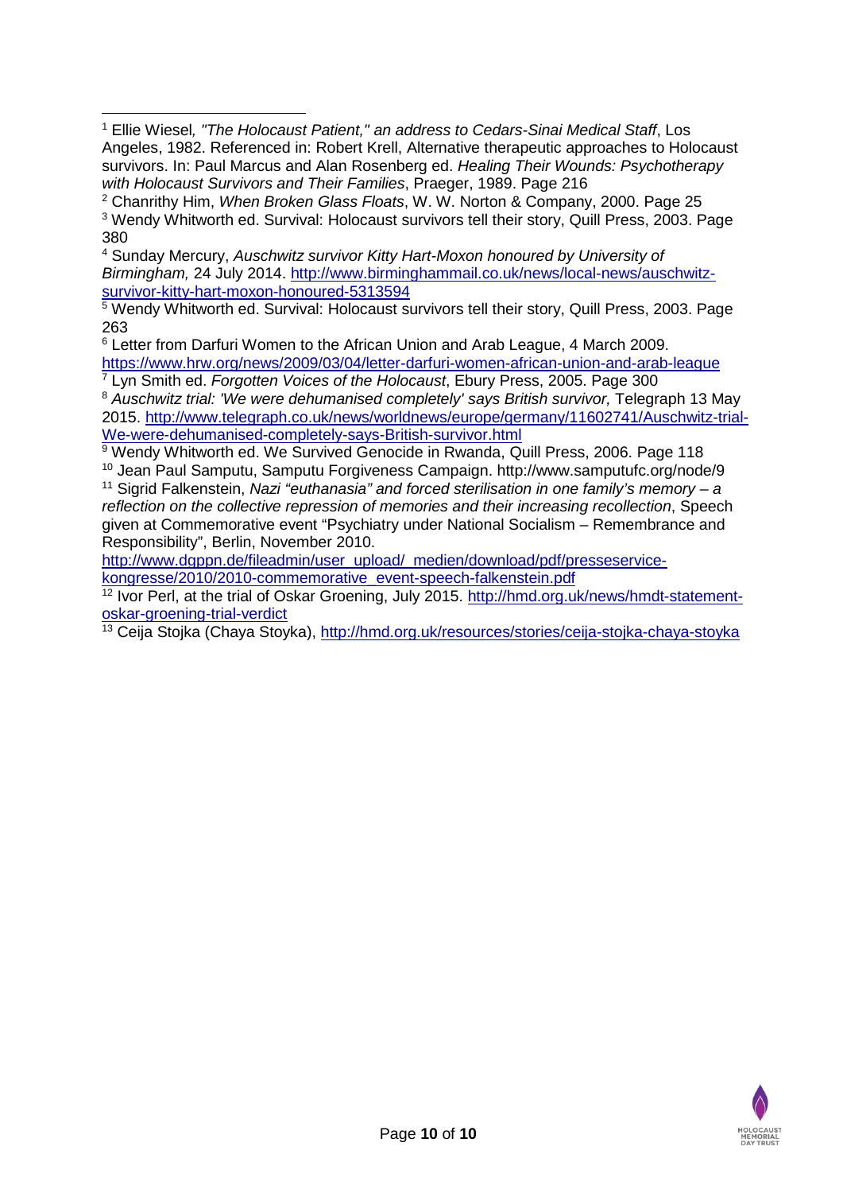[1] Ellie Wiesel*, "The Holocaust Patient," an address to Cedars-Sinai Medical Staff*, Los Angeles, 1982. Referenced in: Robert Krell, Alternative therapeutic approaches to Holocaust survivors. In: Paul Marcus and Alan Rosenberg ed. *Healing Their Wounds: Psychotherapy with Holocaust Survivors and Their Families*, Praeger, 1989. Page 216

[2] Chanrithy Him, *When Broken Glass Floats*, W. W. Norton & Company, 2000. Page 25

[3] Wendy Whitworth ed. Survival: Holocaust survivors tell their story, Quill Press, 2003. Page 380

[4] Sunday Mercury, *Auschwitz survivor Kitty Hart-Moxon honoured by University of Birmingham,* 24 July 2014. http://www.birminghammail.co.uk/news/local-news/auschwitz-survivor-kitty-hart-moxon-honoured-5313594

[5] Wendy Whitworth ed. Survival: Holocaust survivors tell their story, Quill Press, 2003. Page 263

[6] Letter from Darfuri Women to the African Union and Arab League, 4 March 2009. https://www.hrw.org/news/2009/03/04/letter-darfuri-women-african-union-and-arab-league

[7] Lyn Smith ed. *Forgotten Voices of the Holocaust*, Ebury Press, 2005. Page 300

[8] *Auschwitz trial: 'We were dehumanised completely' says British survivor,* Telegraph 13 May 2015. http://www.telegraph.co.uk/news/worldnews/europe/germany/11602741/Auschwitz-trial-We-were-dehumanised-completely-says-British-survivor.html

[9] Wendy Whitworth ed. We Survived Genocide in Rwanda, Quill Press, 2006. Page 118

[10] Jean Paul Samputu, Samputu Forgiveness Campaign. http://www.samputufc.org/node/9

[11] Sigrid Falkenstein, *Nazi "euthanasia" and forced sterilisation in one family's memory – a reflection on the collective repression of memories and their increasing recollection*, Speech given at Commemorative event "Psychiatry under National Socialism – Remembrance and Responsibility", Berlin, November 2010. http://www.dgppn.de/fileadmin/user_upload/_medien/download/pdf/presseservice-kongresse/2010/2010-commemorative_event-speech-falkenstein.pdf

[12] Ivor Perl, at the trial of Oskar Groening, July 2015. http://hmd.org.uk/news/hmdt-statement-oskar-groening-trial-verdict

[13] Ceija Stojka (Chaya Stoyka), http://hmd.org.uk/resources/stories/ceija-stojka-chaya-stoyka